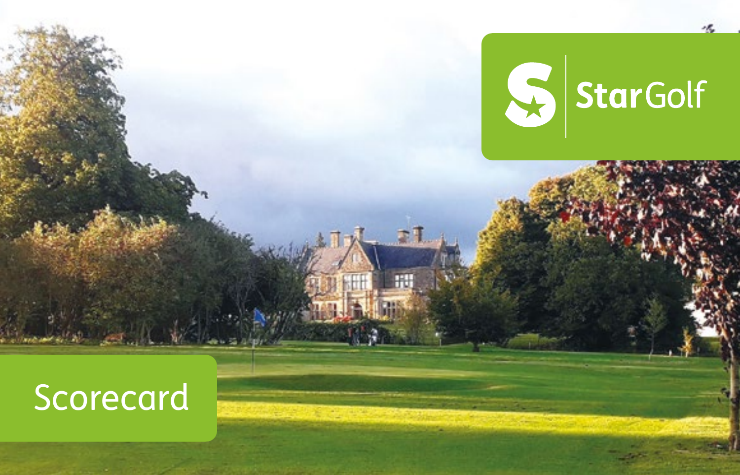StarGolf

# Scorecard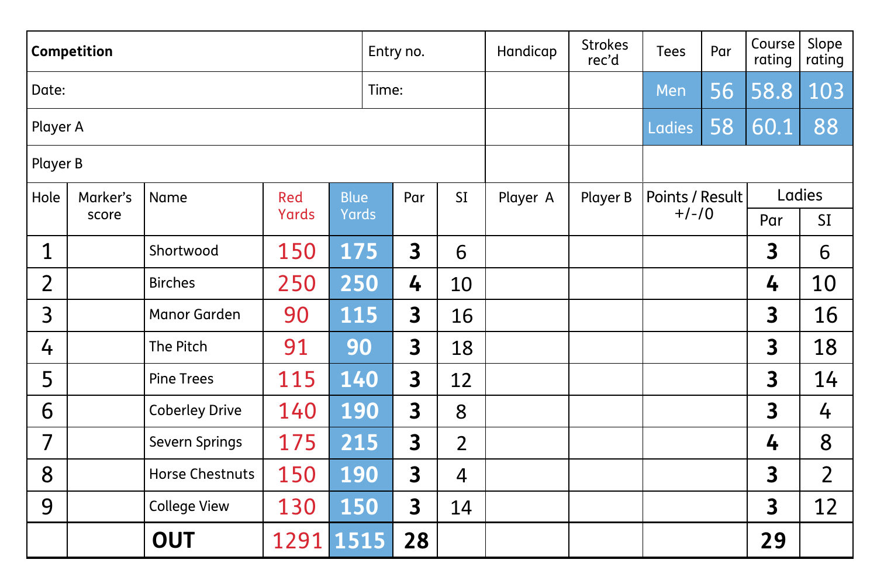| Competition | | | | | | | Entry no. | Handicap | Strokes rec'd | Tees | Par | Course rating | Slope rating |
|---|---|---|---|---|---|---|---|---|---|---|---|---|---|
| Date: | | | | | | | Time: | | | Men | 56 | 58.8 | 103 |
| Player A | | | | | | | | | | Ladies | 58 | 60.1 | 88 |
| Player B | | | | | | | | | | | | | |

| Hole | Marker's score | Name | Red Yards | Blue Yards | Par | SI | Player A | Player B | Points / Result +/-/0 | Ladies | |
|---|---|---|---|---|---|---|---|---|---|---|---|
| | | | | | | | | | | Par | SI |
| 1 | | Shortwood | 150 | 175 | **3** | 6 | | | | **3** | 6 |
| 2 | | Birches | 250 | 250 | **4** | 10 | | | | **4** | 10 |
| 3 | | Manor Garden | 90 | 115 | **3** | 16 | | | | **3** | 16 |
| 4 | | The Pitch | 91 | 90 | **3** | 18 | | | | **3** | 18 |
| 5 | | Pine Trees | 115 | 140 | **3** | 12 | | | | **3** | 14 |
| 6 | | Coberley Drive | 140 | 190 | **3** | 8 | | | | **3** | 4 |
| 7 | | Severn Springs | 175 | 215 | **3** | 2 | | | | **4** | 8 |
| 8 | | Horse Chestnuts | 150 | 190 | **3** | 4 | | | | **3** | 2 |
| 9 | | College View | 130 | 150 | **3** | 14 | | | | **3** | 12 |
| | | **OUT** | 1291 | 1515 | **28** | | | | | **29** | |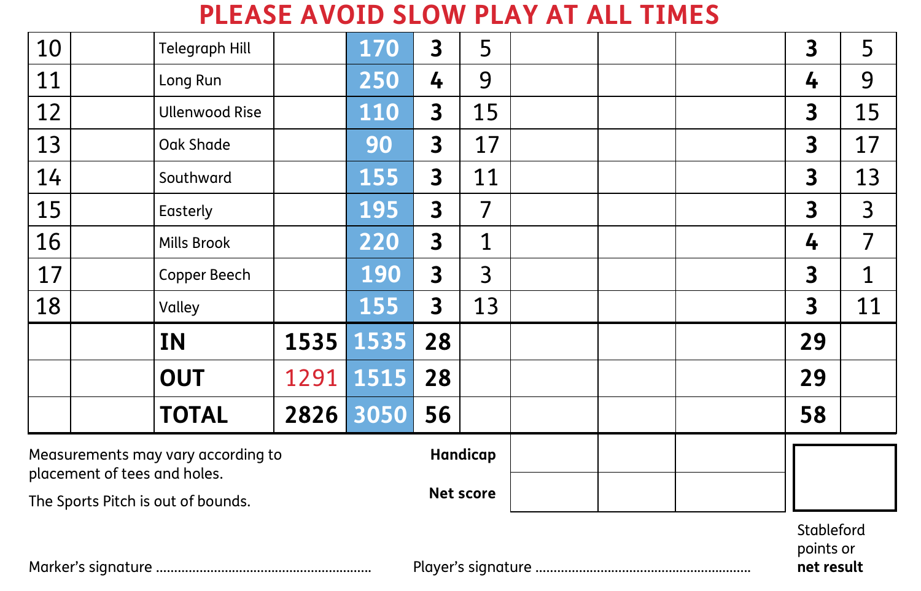# PLEASE AVOID SLOW PLAY AT ALL TIMES

| | | | | | | | | | | | |
|---|---|---|---|---|---|---|---|---|---|---|---|
| 10 | | Telegraph Hill | | 170 | 3 | 5 | | | | 3 | 5 |
| 11 | | Long Run | | 250 | 4 | 9 | | | | 4 | 9 |
| 12 | | Ullenwood Rise | | 110 | 3 | 15 | | | | 3 | 15 |
| 13 | | Oak Shade | | 90 | 3 | 17 | | | | 3 | 17 |
| 14 | | Southward | | 155 | 3 | 11 | | | | 3 | 13 |
| 15 | | Easterly | | 195 | 3 | 7 | | | | 3 | 3 |
| 16 | | Mills Brook | | 220 | 3 | 1 | | | | 4 | 7 |
| 17 | | Copper Beech | | 190 | 3 | 3 | | | | 3 | 1 |
| 18 | | Valley | | 155 | 3 | 13 | | | | 3 | 11 |
| | | **IN** | 1535 | 1535 | 28 | | | | | 29 | |
| | | **OUT** | 1291 | 1515 | 28 | | | | | 29 | |
| | | **TOTAL** | 2826 | 3050 | 56 | | | | | 58 | |

Measurements may vary according to placement of tees and holes.

The Sports Pitch is out of bounds.

| | | | |
|---|---|---|---|
| **Handicap** | | | |
| **Net score** | | | |

Stableford points or **net result**

Marker's signature ..........................................

Player's signature ..........................................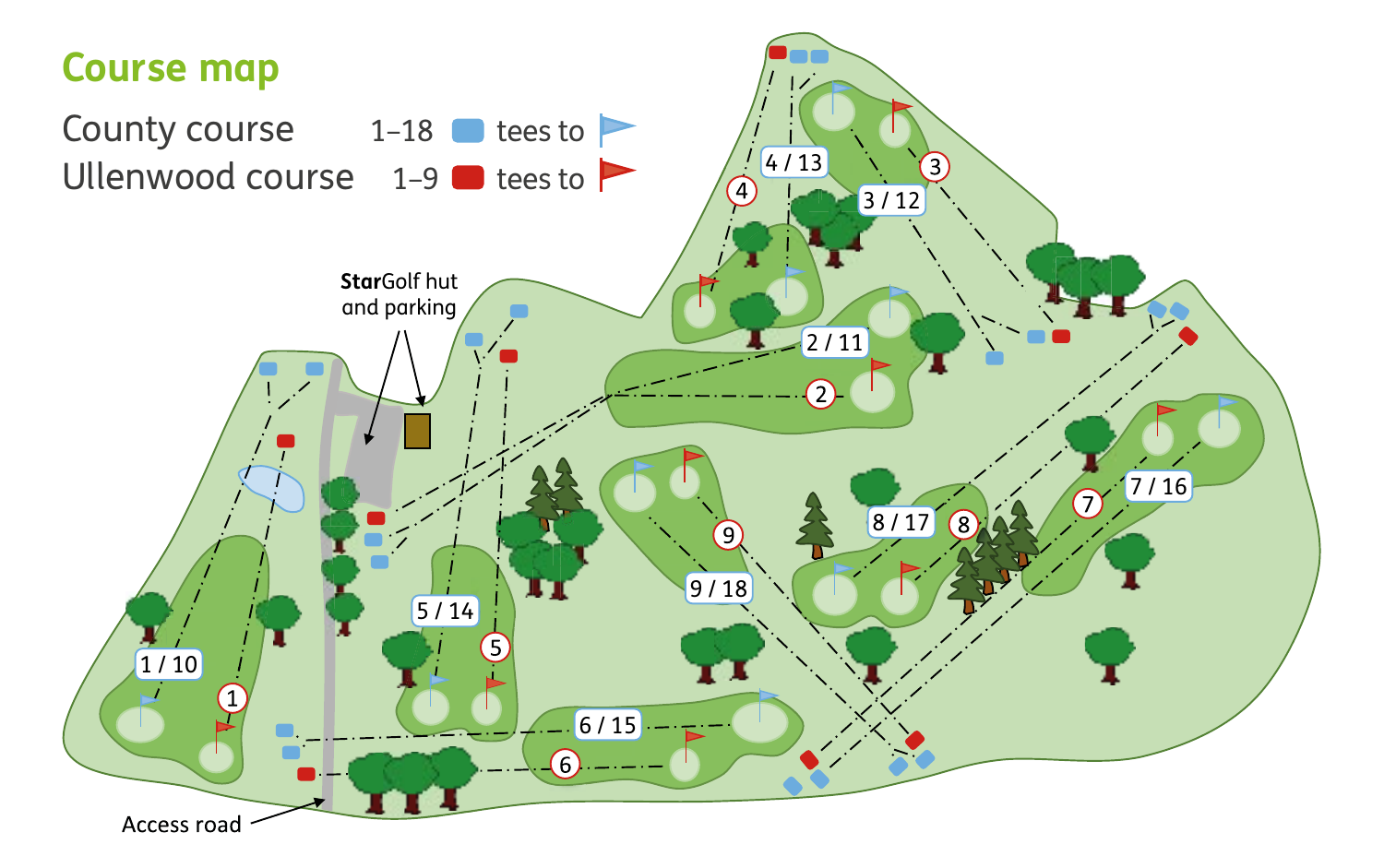# Course map

County course 1–18 tees to (blue flag)

Ullenwood course 1–9 tees to (red flag)

StarGolf hut and parking

Access road

1 / 10, 2 / 11, 3 / 12, 4 / 13, 5 / 14, 6 / 15, 7 / 16, 8 / 17, 9 / 18

1, 2, 3, 4, 5, 6, 7, 8, 9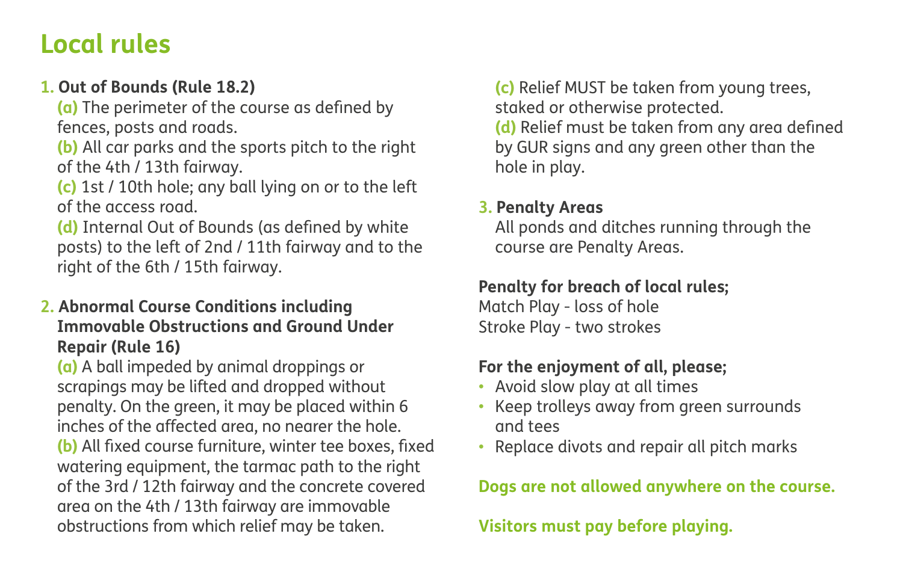# Local rules

1. **Out of Bounds (Rule 18.2)**
   **(a)** The perimeter of the course as defined by fences, posts and roads.
   **(b)** All car parks and the sports pitch to the right of the 4th / 13th fairway.
   **(c)** 1st / 10th hole; any ball lying on or to the left of the access road.
   **(d)** Internal Out of Bounds (as defined by white posts) to the left of 2nd / 11th fairway and to the right of the 6th / 15th fairway.

2. **Abnormal Course Conditions including Immovable Obstructions and Ground Under Repair (Rule 16)**
   **(a)** A ball impeded by animal droppings or scrapings may be lifted and dropped without penalty. On the green, it may be placed within 6 inches of the affected area, no nearer the hole.
   **(b)** All fixed course furniture, winter tee boxes, fixed watering equipment, the tarmac path to the right of the 3rd / 12th fairway and the concrete covered area on the 4th / 13th fairway are immovable obstructions from which relief may be taken.
   **(c)** Relief MUST be taken from young trees, staked or otherwise protected.
   **(d)** Relief must be taken from any area defined by GUR signs and any green other than the hole in play.

3. **Penalty Areas**
   All ponds and ditches running through the course are Penalty Areas.

**Penalty for breach of local rules;**
Match Play - loss of hole
Stroke Play - two strokes

**For the enjoyment of all, please;**

- Avoid slow play at all times
- Keep trolleys away from green surrounds and tees
- Replace divots and repair all pitch marks

**Dogs are not allowed anywhere on the course.**

**Visitors must pay before playing.**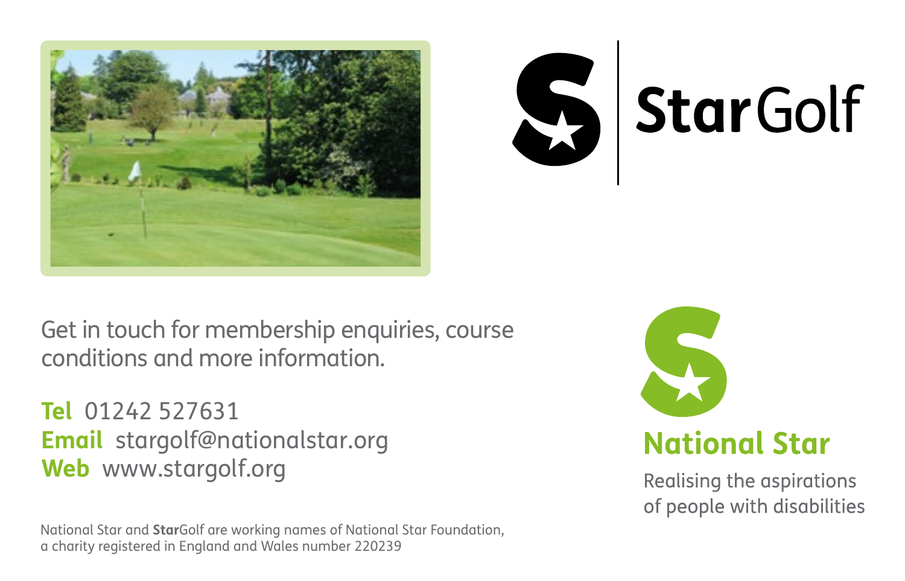StarGolf

Get in touch for membership enquiries, course conditions and more information.

**Tel** 01242 527631
**Email** stargolf@nationalstar.org
**Web** www.stargolf.org

National Star and **Star**Golf are working names of National Star Foundation, a charity registered in England and Wales number 220239

**National Star**

Realising the aspirations of people with disabilities